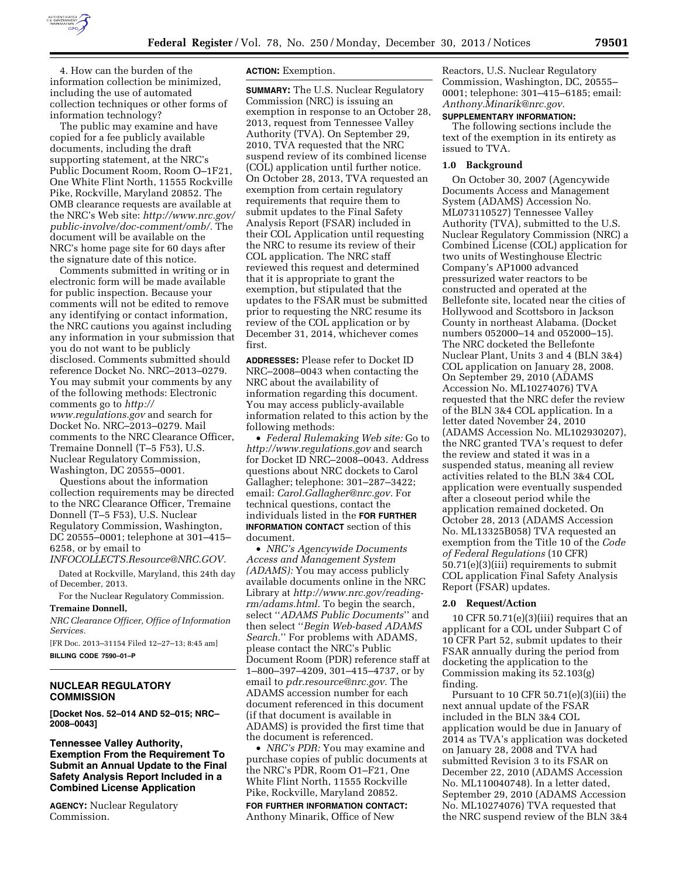4. How can the burden of the information collection be minimized, including the use of automated collection techniques or other forms of information technology?

The public may examine and have copied for a fee publicly available documents, including the draft supporting statement, at the NRC's Public Document Room, Room O–1F21, One White Flint North, 11555 Rockville Pike, Rockville, Maryland 20852. The OMB clearance requests are available at the NRC's Web site: *http://www.nrc.gov/public-involve/doc-comment/omb/.* The document will be available on the NRC's home page site for 60 days after the signature date of this notice.

Comments submitted in writing or in electronic form will be made available for public inspection. Because your comments will not be edited to remove any identifying or contact information, the NRC cautions you against including any information in your submission that you do not want to be publicly disclosed. Comments submitted should reference Docket No. NRC–2013–0279. You may submit your comments by any of the following methods: Electronic comments go to *http://www.regulations.gov* and search for Docket No. NRC–2013–0279. Mail comments to the NRC Clearance Officer, Tremaine Donnell (T–5 F53), U.S. Nuclear Regulatory Commission, Washington, DC 20555–0001.

Questions about the information collection requirements may be directed to the NRC Clearance Officer, Tremaine Donnell (T–5 F53), U.S. Nuclear Regulatory Commission, Washington, DC 20555–0001; telephone at 301–415–6258, or by email to *INFOCOLLECTS.Resource@NRC.GOV.*

Dated at Rockville, Maryland, this 24th day of December, 2013.

For the Nuclear Regulatory Commission.

**Tremaine Donnell,**

*NRC Clearance Officer, Office of Information Services.*

[FR Doc. 2013–31154 Filed 12–27–13; 8:45 am]

**BILLING CODE 7590–01–P**

## NUCLEAR REGULATORY COMMISSION

**[Docket Nos. 52–014 AND 52–015; NRC–2008–0043]**

## Tennessee Valley Authority, Exemption From the Requirement To Submit an Annual Update to the Final Safety Analysis Report Included in a Combined License Application

**AGENCY:** Nuclear Regulatory Commission.

**ACTION:** Exemption.

**SUMMARY:** The U.S. Nuclear Regulatory Commission (NRC) is issuing an exemption in response to an October 28, 2013, request from Tennessee Valley Authority (TVA). On September 29, 2010, TVA requested that the NRC suspend review of its combined license (COL) application until further notice. On October 28, 2013, TVA requested an exemption from certain regulatory requirements that require them to submit updates to the Final Safety Analysis Report (FSAR) included in their COL Application until requesting the NRC to resume its review of their COL application. The NRC staff reviewed this request and determined that it is appropriate to grant the exemption, but stipulated that the updates to the FSAR must be submitted prior to requesting the NRC resume its review of the COL application or by December 31, 2014, whichever comes first.

**ADDRESSES:** Please refer to Docket ID NRC–2008–0043 when contacting the NRC about the availability of information regarding this document. You may access publicly-available information related to this action by the following methods:

- *Federal Rulemaking Web site:* Go to *http://www.regulations.gov* and search for Docket ID NRC–2008–0043. Address questions about NRC dockets to Carol Gallagher; telephone: 301–287–3422; email: *Carol.Gallagher@nrc.gov.* For technical questions, contact the individuals listed in the **FOR FURTHER INFORMATION CONTACT** section of this document.
- *NRC's Agencywide Documents Access and Management System (ADAMS):* You may access publicly available documents online in the NRC Library at *http://www.nrc.gov/reading-rm/adams.html.* To begin the search, select ''*ADAMS Public Documents*'' and then select ''*Begin Web-based ADAMS Search.*'' For problems with ADAMS, please contact the NRC's Public Document Room (PDR) reference staff at 1–800–397–4209, 301–415–4737, or by email to *pdr.resource@nrc.gov.* The ADAMS accession number for each document referenced in this document (if that document is available in ADAMS) is provided the first time that the document is referenced.
- *NRC's PDR:* You may examine and purchase copies of public documents at the NRC's PDR, Room O1–F21, One White Flint North, 11555 Rockville Pike, Rockville, Maryland 20852.

**FOR FURTHER INFORMATION CONTACT:** Anthony Minarik, Office of New Reactors, U.S. Nuclear Regulatory Commission, Washington, DC, 20555–0001; telephone: 301–415–6185; email: *Anthony.Minarik@nrc.gov.*

**SUPPLEMENTARY INFORMATION:**

The following sections include the text of the exemption in its entirety as issued to TVA.

### 1.0 Background

On October 30, 2007 (Agencywide Documents Access and Management System (ADAMS) Accession No. ML073110527) Tennessee Valley Authority (TVA), submitted to the U.S. Nuclear Regulatory Commission (NRC) a Combined License (COL) application for two units of Westinghouse Electric Company's AP1000 advanced pressurized water reactors to be constructed and operated at the Bellefonte site, located near the cities of Hollywood and Scottsboro in Jackson County in northeast Alabama. (Docket numbers 052000–14 and 052000–15). The NRC docketed the Bellefonte Nuclear Plant, Units 3 and 4 (BLN 3&4) COL application on January 28, 2008. On September 29, 2010 (ADAMS Accession No. ML10274076) TVA requested that the NRC defer the review of the BLN 3&4 COL application. In a letter dated November 24, 2010 (ADAMS Accession No. ML102930207), the NRC granted TVA's request to defer the review and stated it was in a suspended status, meaning all review activities related to the BLN 3&4 COL application were eventually suspended after a closeout period while the application remained docketed. On October 28, 2013 (ADAMS Accession No. ML13325B058) TVA requested an exemption from the Title 10 of the *Code of Federal Regulations* (10 CFR) 50.71(e)(3)(iii) requirements to submit COL application Final Safety Analysis Report (FSAR) updates.

### 2.0 Request/Action

10 CFR 50.71(e)(3)(iii) requires that an applicant for a COL under Subpart C of 10 CFR Part 52, submit updates to their FSAR annually during the period from docketing the application to the Commission making its 52.103(g) finding.

Pursuant to 10 CFR 50.71(e)(3)(iii) the next annual update of the FSAR included in the BLN 3&4 COL application would be due in January of 2014 as TVA's application was docketed on January 28, 2008 and TVA had submitted Revision 3 to its FSAR on December 22, 2010 (ADAMS Accession No. ML110040748). In a letter dated, September 29, 2010 (ADAMS Accession No. ML10274076) TVA requested that the NRC suspend review of the BLN 3&4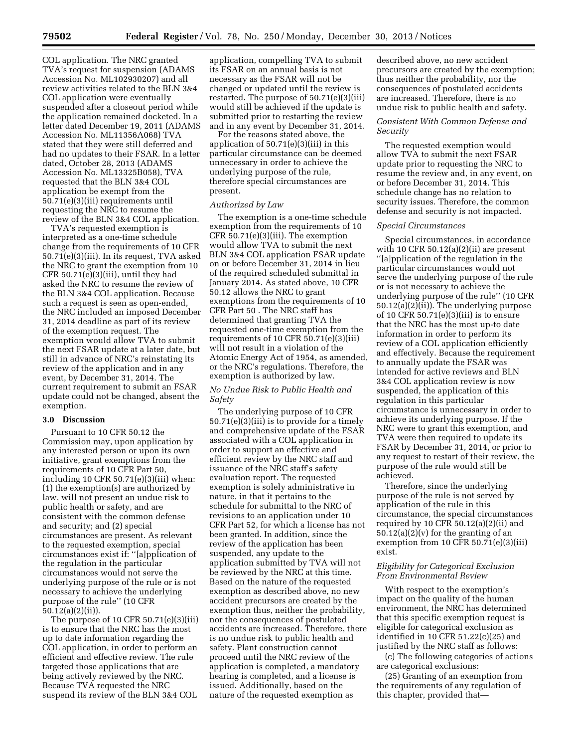COL application. The NRC granted TVA's request for suspension (ADAMS Accession No. ML102930207) and all review activities related to the BLN 3&4 COL application were eventually suspended after a closeout period while the application remained docketed. In a letter dated December 19, 2011 (ADAMS Accession No. ML11356A068) TVA stated that they were still deferred and had no updates to their FSAR. In a letter dated, October 28, 2013 (ADAMS Accession No. ML13325B058), TVA requested that the BLN 3&4 COL application be exempt from the 50.71(e)(3)(iii) requirements until requesting the NRC to resume the review of the BLN 3&4 COL application.

TVA's requested exemption is interpreted as a one-time schedule change from the requirements of 10 CFR 50.71(e)(3)(iii). In its request, TVA asked the NRC to grant the exemption from 10 CFR 50.71(e)(3)(iii), until they had asked the NRC to resume the review of the BLN 3&4 COL application. Because such a request is seen as open-ended, the NRC included an imposed December 31, 2014 deadline as part of its review of the exemption request. The exemption would allow TVA to submit the next FSAR update at a later date, but still in advance of NRC's reinstating its review of the application and in any event, by December 31, 2014. The current requirement to submit an FSAR update could not be changed, absent the exemption.

### 3.0 Discussion

Pursuant to 10 CFR 50.12 the Commission may, upon application by any interested person or upon its own initiative, grant exemptions from the requirements of 10 CFR Part 50, including 10 CFR 50.71(e)(3)(iii) when: (1) the exemption(s) are authorized by law, will not present an undue risk to public health or safety, and are consistent with the common defense and security; and (2) special circumstances are present. As relevant to the requested exemption, special circumstances exist if: ''[a]pplication of the regulation in the particular circumstances would not serve the underlying purpose of the rule or is not necessary to achieve the underlying purpose of the rule'' (10 CFR 50.12(a)(2)(ii)).

The purpose of 10 CFR 50.71(e)(3)(iii) is to ensure that the NRC has the most up to date information regarding the COL application, in order to perform an efficient and effective review. The rule targeted those applications that are being actively reviewed by the NRC. Because TVA requested the NRC suspend its review of the BLN 3&4 COL application, compelling TVA to submit its FSAR on an annual basis is not necessary as the FSAR will not be changed or updated until the review is restarted. The purpose of 50.71(e)(3)(iii) would still be achieved if the update is submitted prior to restarting the review and in any event by December 31, 2014.

For the reasons stated above, the application of 50.71(e)(3)(iii) in this particular circumstance can be deemed unnecessary in order to achieve the underlying purpose of the rule, therefore special circumstances are present.

*Authorized by Law*

The exemption is a one-time schedule exemption from the requirements of 10 CFR 50.71(e)(3)(iii). The exemption would allow TVA to submit the next BLN 3&4 COL application FSAR update on or before December 31, 2014 in lieu of the required scheduled submittal in January 2014. As stated above, 10 CFR 50.12 allows the NRC to grant exemptions from the requirements of 10 CFR Part 50 . The NRC staff has determined that granting TVA the requested one-time exemption from the requirements of 10 CFR 50.71(e)(3)(iii) will not result in a violation of the Atomic Energy Act of 1954, as amended, or the NRC's regulations. Therefore, the exemption is authorized by law.

*No Undue Risk to Public Health and Safety*

The underlying purpose of 10 CFR 50.71(e)(3)(iii) is to provide for a timely and comprehensive update of the FSAR associated with a COL application in order to support an effective and efficient review by the NRC staff and issuance of the NRC staff's safety evaluation report. The requested exemption is solely administrative in nature, in that it pertains to the schedule for submittal to the NRC of revisions to an application under 10 CFR Part 52, for which a license has not been granted. In addition, since the review of the application has been suspended, any update to the application submitted by TVA will not be reviewed by the NRC at this time. Based on the nature of the requested exemption as described above, no new accident precursors are created by the exemption thus, neither the probability, nor the consequences of postulated accidents are increased. Therefore, there is no undue risk to public health and safety. Plant construction cannot proceed until the NRC review of the application is completed, a mandatory hearing is completed, and a license is issued. Additionally, based on the nature of the requested exemption as described above, no new accident precursors are created by the exemption; thus neither the probability, nor the consequences of postulated accidents are increased. Therefore, there is no undue risk to public health and safety.

*Consistent With Common Defense and Security*

The requested exemption would allow TVA to submit the next FSAR update prior to requesting the NRC to resume the review and, in any event, on or before December 31, 2014. This schedule change has no relation to security issues. Therefore, the common defense and security is not impacted.

*Special Circumstances*

Special circumstances, in accordance with 10 CFR 50.12(a)(2)(ii) are present ''[a]pplication of the regulation in the particular circumstances would not serve the underlying purpose of the rule or is not necessary to achieve the underlying purpose of the rule'' (10 CFR 50.12(a)(2)(ii)). The underlying purpose of 10 CFR 50.71(e)(3)(iii) is to ensure that the NRC has the most up-to date information in order to perform its review of a COL application efficiently and effectively. Because the requirement to annually update the FSAR was intended for active reviews and BLN 3&4 COL application review is now suspended, the application of this regulation in this particular circumstance is unnecessary in order to achieve its underlying purpose. If the NRC were to grant this exemption, and TVA were then required to update its FSAR by December 31, 2014, or prior to any request to restart of their review, the purpose of the rule would still be achieved.

Therefore, since the underlying purpose of the rule is not served by application of the rule in this circumstance, the special circumstances required by 10 CFR 50.12(a)(2)(ii) and 50.12(a)(2)(v) for the granting of an exemption from 10 CFR 50.71(e)(3)(iii) exist.

*Eligibility for Categorical Exclusion From Environmental Review*

With respect to the exemption's impact on the quality of the human environment, the NRC has determined that this specific exemption request is eligible for categorical exclusion as identified in 10 CFR 51.22(c)(25) and justified by the NRC staff as follows:

(c) The following categories of actions are categorical exclusions:

(25) Granting of an exemption from the requirements of any regulation of this chapter, provided that—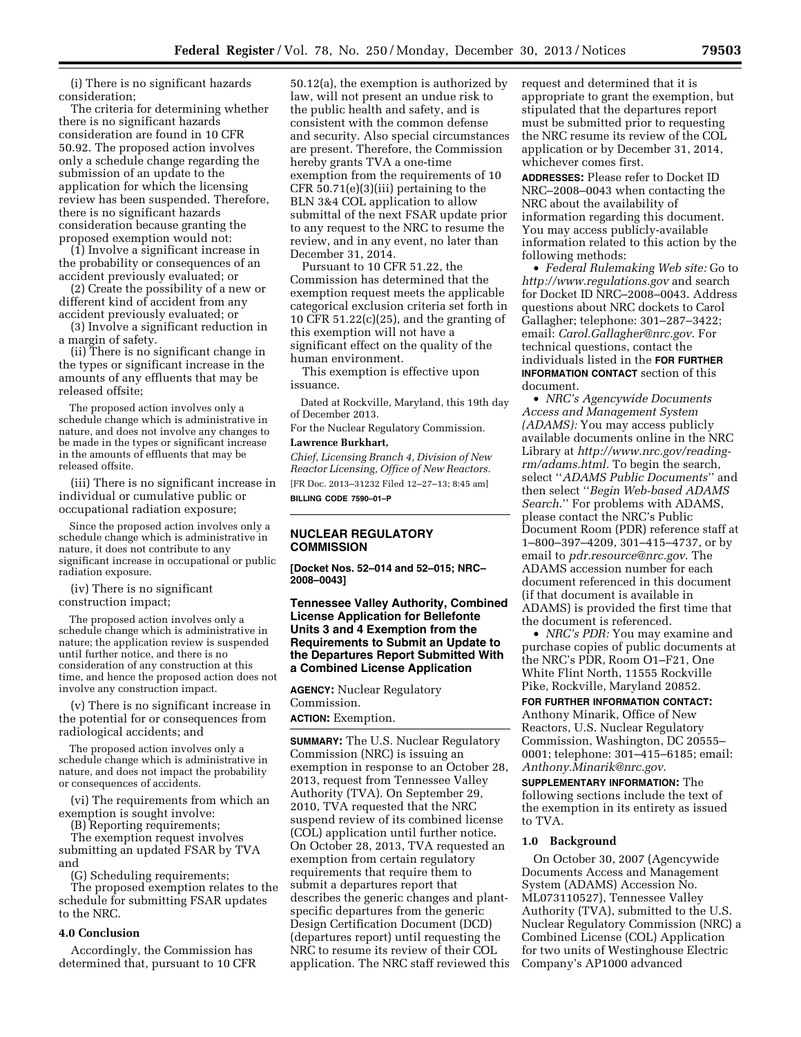(i) There is no significant hazards consideration;

The criteria for determining whether there is no significant hazards consideration are found in 10 CFR 50.92. The proposed action involves only a schedule change regarding the submission of an update to the application for which the licensing review has been suspended. Therefore, there is no significant hazards consideration because granting the proposed exemption would not:

(1) Involve a significant increase in the probability or consequences of an accident previously evaluated; or

(2) Create the possibility of a new or different kind of accident from any accident previously evaluated; or

(3) Involve a significant reduction in a margin of safety.

(ii) There is no significant change in the types or significant increase in the amounts of any effluents that may be released offsite;

The proposed action involves only a schedule change which is administrative in nature, and does not involve any changes to be made in the types or significant increase in the amounts of effluents that may be released offsite.

(iii) There is no significant increase in individual or cumulative public or occupational radiation exposure;

Since the proposed action involves only a schedule change which is administrative in nature, it does not contribute to any significant increase in occupational or public radiation exposure.

(iv) There is no significant construction impact;

The proposed action involves only a schedule change which is administrative in nature; the application review is suspended until further notice, and there is no consideration of any construction at this time, and hence the proposed action does not involve any construction impact.

(v) There is no significant increase in the potential for or consequences from radiological accidents; and

The proposed action involves only a schedule change which is administrative in nature, and does not impact the probability or consequences of accidents.

(vi) The requirements from which an exemption is sought involve:

(B) Reporting requirements;

The exemption request involves submitting an updated FSAR by TVA and

(G) Scheduling requirements;

The proposed exemption relates to the schedule for submitting FSAR updates to the NRC.

**4.0 Conclusion**

Accordingly, the Commission has determined that, pursuant to 10 CFR 50.12(a), the exemption is authorized by law, will not present an undue risk to the public health and safety, and is consistent with the common defense and security. Also special circumstances are present. Therefore, the Commission hereby grants TVA a one-time exemption from the requirements of 10 CFR 50.71(e)(3)(iii) pertaining to the BLN 3&4 COL application to allow submittal of the next FSAR update prior to any request to the NRC to resume the review, and in any event, no later than December 31, 2014.

Pursuant to 10 CFR 51.22, the Commission has determined that the exemption request meets the applicable categorical exclusion criteria set forth in 10 CFR 51.22(c)(25), and the granting of this exemption will not have a significant effect on the quality of the human environment.

This exemption is effective upon issuance.

Dated at Rockville, Maryland, this 19th day of December 2013.

For the Nuclear Regulatory Commission.

**Lawrence Burkhart,**

*Chief, Licensing Branch 4, Division of New Reactor Licensing, Office of New Reactors.*

[FR Doc. 2013–31232 Filed 12–27–13; 8:45 am]

**BILLING CODE 7590–01–P**

---

## NUCLEAR REGULATORY COMMISSION

**[Docket Nos. 52–014 and 52–015; NRC–2008–0043]**

## Tennessee Valley Authority, Combined License Application for Bellefonte Units 3 and 4 Exemption from the Requirements to Submit an Update to the Departures Report Submitted With a Combined License Application

**AGENCY:** Nuclear Regulatory Commission.

**ACTION:** Exemption.

**SUMMARY:** The U.S. Nuclear Regulatory Commission (NRC) is issuing an exemption in response to an October 28, 2013, request from Tennessee Valley Authority (TVA). On September 29, 2010, TVA requested that the NRC suspend review of its combined license (COL) application until further notice. On October 28, 2013, TVA requested an exemption from certain regulatory requirements that require them to submit a departures report that describes the generic changes and plant-specific departures from the generic Design Certification Document (DCD) (departures report) until requesting the NRC to resume its review of their COL application. The NRC staff reviewed this request and determined that it is appropriate to grant the exemption, but stipulated that the departures report must be submitted prior to requesting the NRC resume its review of the COL application or by December 31, 2014, whichever comes first.

**ADDRESSES:** Please refer to Docket ID NRC–2008–0043 when contacting the NRC about the availability of information regarding this document. You may access publicly-available information related to this action by the following methods:

- *Federal Rulemaking Web site:* Go to *http://www.regulations.gov* and search for Docket ID NRC–2008–0043. Address questions about NRC dockets to Carol Gallagher; telephone: 301–287–3422; email: *Carol.Gallagher@nrc.gov*. For technical questions, contact the individuals listed in the **FOR FURTHER INFORMATION CONTACT** section of this document.
- *NRC's Agencywide Documents Access and Management System (ADAMS):* You may access publicly available documents online in the NRC Library at *http://www.nrc.gov/reading-rm/adams.html.* To begin the search, select "*ADAMS Public Documents*" and then select "*Begin Web-based ADAMS Search.*" For problems with ADAMS, please contact the NRC's Public Document Room (PDR) reference staff at 1–800–397–4209, 301–415–4737, or by email to *pdr.resource@nrc.gov*. The ADAMS accession number for each document referenced in this document (if that document is available in ADAMS) is provided the first time that the document is referenced.
- *NRC's PDR:* You may examine and purchase copies of public documents at the NRC's PDR, Room O1–F21, One White Flint North, 11555 Rockville Pike, Rockville, Maryland 20852.

**FOR FURTHER INFORMATION CONTACT:** Anthony Minarik, Office of New Reactors, U.S. Nuclear Regulatory Commission, Washington, DC 20555–0001; telephone: 301–415–6185; email: *Anthony.Minarik@nrc.gov*.

**SUPPLEMENTARY INFORMATION:** The following sections include the text of the exemption in its entirety as issued to TVA.

**1.0 Background**

On October 30, 2007 (Agencywide Documents Access and Management System (ADAMS) Accession No. ML073110527), Tennessee Valley Authority (TVA), submitted to the U.S. Nuclear Regulatory Commission (NRC) a Combined License (COL) Application for two units of Westinghouse Electric Company's AP1000 advanced